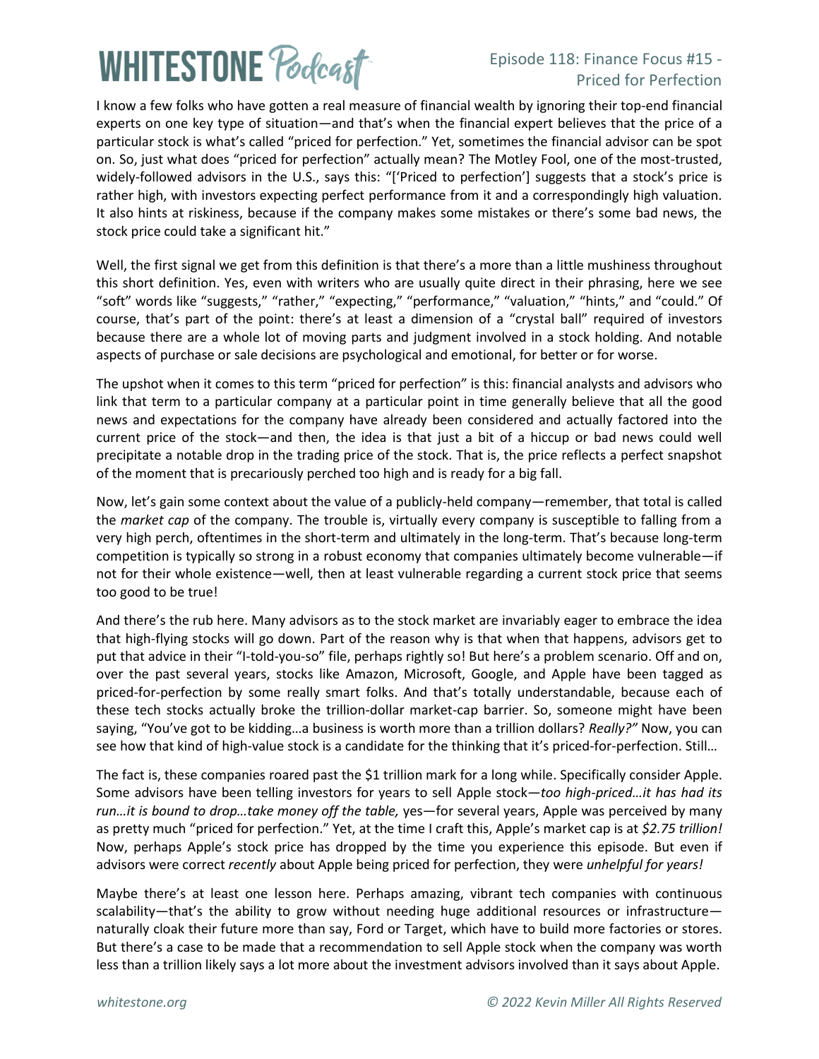# Episode 118: Finance Focus #15 - Priced for Perfection

I know a few folks who have gotten a real measure of financial wealth by ignoring their top-end financial experts on one key type of situation—and that's when the financial expert believes that the price of a particular stock is what's called "priced for perfection." Yet, sometimes the financial advisor can be spot on. So, just what does "priced for perfection" actually mean? The Motley Fool, one of the most-trusted, widely-followed advisors in the U.S., says this: "['Priced to perfection'] suggests that a stock's price is rather high, with investors expecting perfect performance from it and a correspondingly high valuation. It also hints at riskiness, because if the company makes some mistakes or there's some bad news, the stock price could take a significant hit."

Well, the first signal we get from this definition is that there's a more than a little mushiness throughout this short definition. Yes, even with writers who are usually quite direct in their phrasing, here we see "soft" words like "suggests," "rather," "expecting," "performance," "valuation," "hints," and "could." Of course, that's part of the point: there's at least a dimension of a "crystal ball" required of investors because there are a whole lot of moving parts and judgment involved in a stock holding. And notable aspects of purchase or sale decisions are psychological and emotional, for better or for worse.

The upshot when it comes to this term "priced for perfection" is this: financial analysts and advisors who link that term to a particular company at a particular point in time generally believe that all the good news and expectations for the company have already been considered and actually factored into the current price of the stock—and then, the idea is that just a bit of a hiccup or bad news could well precipitate a notable drop in the trading price of the stock. That is, the price reflects a perfect snapshot of the moment that is precariously perched too high and is ready for a big fall.

Now, let's gain some context about the value of a publicly-held company—remember, that total is called the *market cap* of the company. The trouble is, virtually every company is susceptible to falling from a very high perch, oftentimes in the short-term and ultimately in the long-term. That's because long-term competition is typically so strong in a robust economy that companies ultimately become vulnerable—if not for their whole existence—well, then at least vulnerable regarding a current stock price that seems too good to be true!

And there's the rub here. Many advisors as to the stock market are invariably eager to embrace the idea that high-flying stocks will go down. Part of the reason why is that when that happens, advisors get to put that advice in their "I-told-you-so" file, perhaps rightly so! But here's a problem scenario. Off and on, over the past several years, stocks like Amazon, Microsoft, Google, and Apple have been tagged as priced-for-perfection by some really smart folks. And that's totally understandable, because each of these tech stocks actually broke the trillion-dollar market-cap barrier. So, someone might have been saying, "You've got to be kidding…a business is worth more than a trillion dollars? *Really?"* Now, you can see how that kind of high-value stock is a candidate for the thinking that it's priced-for-perfection. Still…

The fact is, these companies roared past the $1 trillion mark for a long while. Specifically consider Apple. Some advisors have been telling investors for years to sell Apple stock—*too high-priced…it has had its run…it is bound to drop…take money off the table,* yes—for several years, Apple was perceived by many as pretty much "priced for perfection." Yet, at the time I craft this, Apple's market cap is at *$2.75 trillion!* Now, perhaps Apple's stock price has dropped by the time you experience this episode. But even if advisors were correct *recently* about Apple being priced for perfection, they were *unhelpful for years!*

Maybe there's at least one lesson here. Perhaps amazing, vibrant tech companies with continuous scalability—that's the ability to grow without needing huge additional resources or infrastructure—naturally cloak their future more than say, Ford or Target, which have to build more factories or stores. But there's a case to be made that a recommendation to sell Apple stock when the company was worth less than a trillion likely says a lot more about the investment advisors involved than it says about Apple.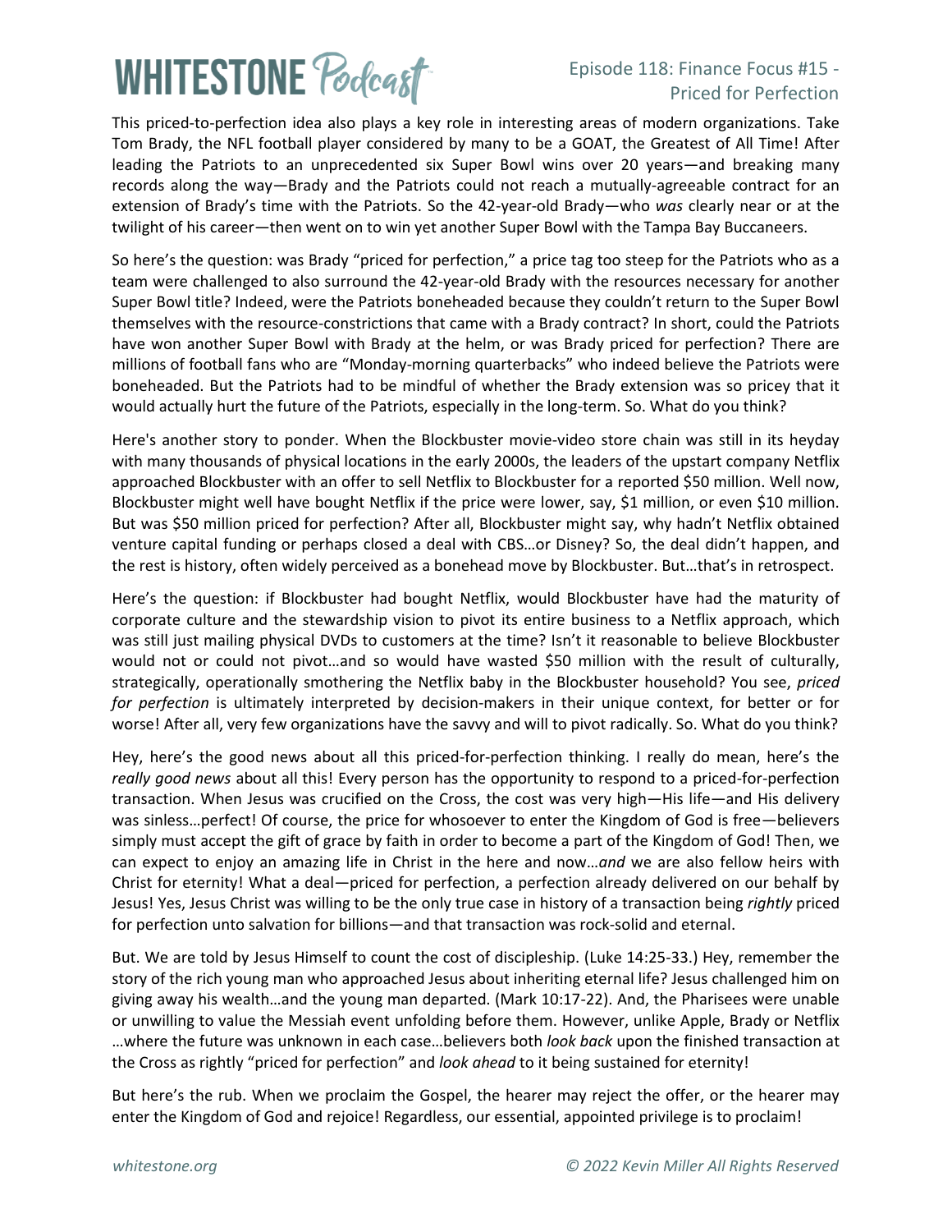This priced-to-perfection idea also plays a key role in interesting areas of modern organizations. Take Tom Brady, the NFL football player considered by many to be a GOAT, the Greatest of All Time! After leading the Patriots to an unprecedented six Super Bowl wins over 20 years—and breaking many records along the way—Brady and the Patriots could not reach a mutually-agreeable contract for an extension of Brady's time with the Patriots. So the 42-year-old Brady—who *was* clearly near or at the twilight of his career—then went on to win yet another Super Bowl with the Tampa Bay Buccaneers.

So here's the question: was Brady "priced for perfection," a price tag too steep for the Patriots who as a team were challenged to also surround the 42-year-old Brady with the resources necessary for another Super Bowl title? Indeed, were the Patriots boneheaded because they couldn't return to the Super Bowl themselves with the resource-constrictions that came with a Brady contract? In short, could the Patriots have won another Super Bowl with Brady at the helm, or was Brady priced for perfection? There are millions of football fans who are "Monday-morning quarterbacks" who indeed believe the Patriots were boneheaded. But the Patriots had to be mindful of whether the Brady extension was so pricey that it would actually hurt the future of the Patriots, especially in the long-term. So. What do you think?

Here's another story to ponder. When the Blockbuster movie-video store chain was still in its heyday with many thousands of physical locations in the early 2000s, the leaders of the upstart company Netflix approached Blockbuster with an offer to sell Netflix to Blockbuster for a reported $50 million. Well now, Blockbuster might well have bought Netflix if the price were lower, say, $1 million, or even $10 million. But was $50 million priced for perfection? After all, Blockbuster might say, why hadn't Netflix obtained venture capital funding or perhaps closed a deal with CBS…or Disney? So, the deal didn't happen, and the rest is history, often widely perceived as a bonehead move by Blockbuster. But…that's in retrospect.

Here's the question: if Blockbuster had bought Netflix, would Blockbuster have had the maturity of corporate culture and the stewardship vision to pivot its entire business to a Netflix approach, which was still just mailing physical DVDs to customers at the time? Isn't it reasonable to believe Blockbuster would not or could not pivot…and so would have wasted $50 million with the result of culturally, strategically, operationally smothering the Netflix baby in the Blockbuster household? You see, *priced for perfection* is ultimately interpreted by decision-makers in their unique context, for better or for worse! After all, very few organizations have the savvy and will to pivot radically. So. What do you think?

Hey, here's the good news about all this priced-for-perfection thinking. I really do mean, here's the *really good news* about all this! Every person has the opportunity to respond to a priced-for-perfection transaction. When Jesus was crucified on the Cross, the cost was very high—His life—and His delivery was sinless…perfect! Of course, the price for whosoever to enter the Kingdom of God is free—believers simply must accept the gift of grace by faith in order to become a part of the Kingdom of God! Then, we can expect to enjoy an amazing life in Christ in the here and now…*and* we are also fellow heirs with Christ for eternity! What a deal—priced for perfection, a perfection already delivered on our behalf by Jesus! Yes, Jesus Christ was willing to be the only true case in history of a transaction being *rightly* priced for perfection unto salvation for billions—and that transaction was rock-solid and eternal.

But. We are told by Jesus Himself to count the cost of discipleship. (Luke 14:25-33.) Hey, remember the story of the rich young man who approached Jesus about inheriting eternal life? Jesus challenged him on giving away his wealth…and the young man departed. (Mark 10:17-22). And, the Pharisees were unable or unwilling to value the Messiah event unfolding before them. However, unlike Apple, Brady or Netflix …where the future was unknown in each case…believers both *look back* upon the finished transaction at the Cross as rightly "priced for perfection" and *look ahead* to it being sustained for eternity!

But here's the rub. When we proclaim the Gospel, the hearer may reject the offer, or the hearer may enter the Kingdom of God and rejoice! Regardless, our essential, appointed privilege is to proclaim!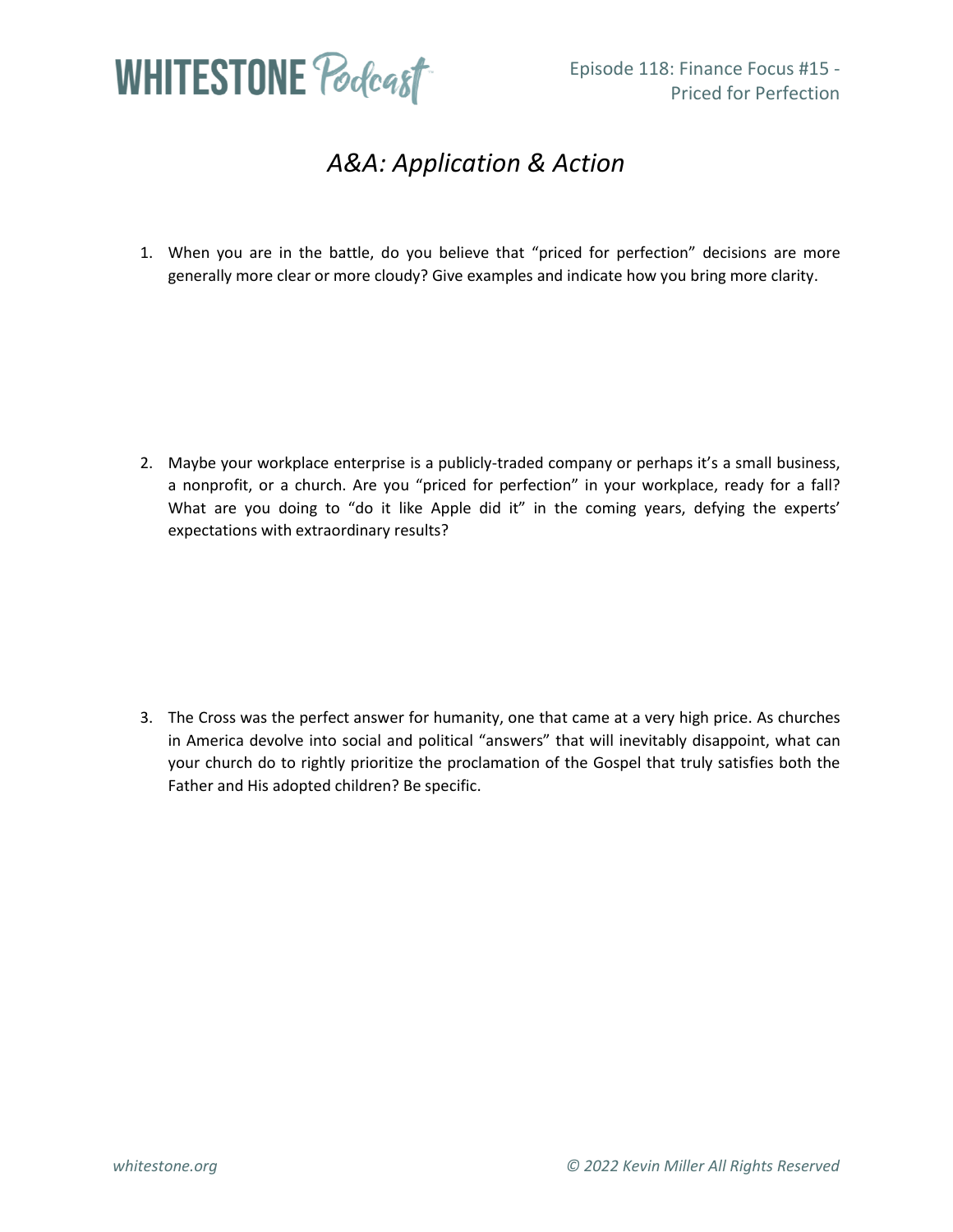# A&A: Application & Action

1. When you are in the battle, do you believe that "priced for perfection" decisions are more generally more clear or more cloudy? Give examples and indicate how you bring more clarity.

2. Maybe your workplace enterprise is a publicly-traded company or perhaps it's a small business, a nonprofit, or a church. Are you "priced for perfection" in your workplace, ready for a fall? What are you doing to "do it like Apple did it" in the coming years, defying the experts' expectations with extraordinary results?

3. The Cross was the perfect answer for humanity, one that came at a very high price. As churches in America devolve into social and political "answers" that will inevitably disappoint, what can your church do to rightly prioritize the proclamation of the Gospel that truly satisfies both the Father and His adopted children? Be specific.